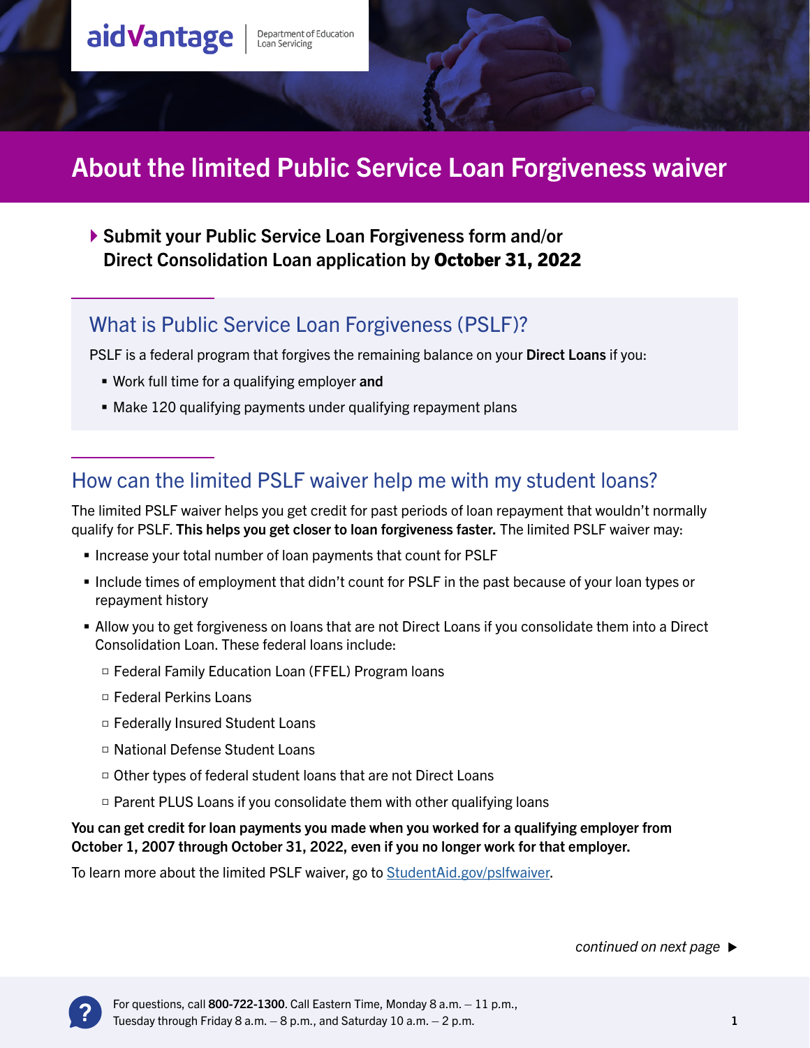aidvantage | Department of Education Loan Servicing

# About the limited Public Service Loan Forgiveness waiver

▸ **Submit your Public Service Loan Forgiveness form and/or Direct Consolidation Loan application by October 31, 2022**

## What is Public Service Loan Forgiveness (PSLF)?

PSLF is a federal program that forgives the remaining balance on your **Direct Loans** if you:

- Work full time for a qualifying employer **and**
- Make 120 qualifying payments under qualifying repayment plans

## How can the limited PSLF waiver help me with my student loans?

The limited PSLF waiver helps you get credit for past periods of loan repayment that wouldn't normally qualify for PSLF. **This helps you get closer to loan forgiveness faster.** The limited PSLF waiver may:

- Increase your total number of loan payments that count for PSLF
- Include times of employment that didn't count for PSLF in the past because of your loan types or repayment history
- Allow you to get forgiveness on loans that are not Direct Loans if you consolidate them into a Direct Consolidation Loan. These federal loans include:
  - Federal Family Education Loan (FFEL) Program loans
  - Federal Perkins Loans
  - Federally Insured Student Loans
  - National Defense Student Loans
  - Other types of federal student loans that are not Direct Loans
  - Parent PLUS Loans if you consolidate them with other qualifying loans

**You can get credit for loan payments you made when you worked for a qualifying employer from October 1, 2007 through October 31, 2022, even if you no longer work for that employer.**

To learn more about the limited PSLF waiver, go to [StudentAid.gov/pslfwaiver](StudentAid.gov/pslfwaiver).

*continued on next page* ▶

For questions, call **800-722-1300**. Call Eastern Time, Monday 8 a.m. – 11 p.m., Tuesday through Friday 8 a.m. – 8 p.m., and Saturday 10 a.m. – 2 p.m.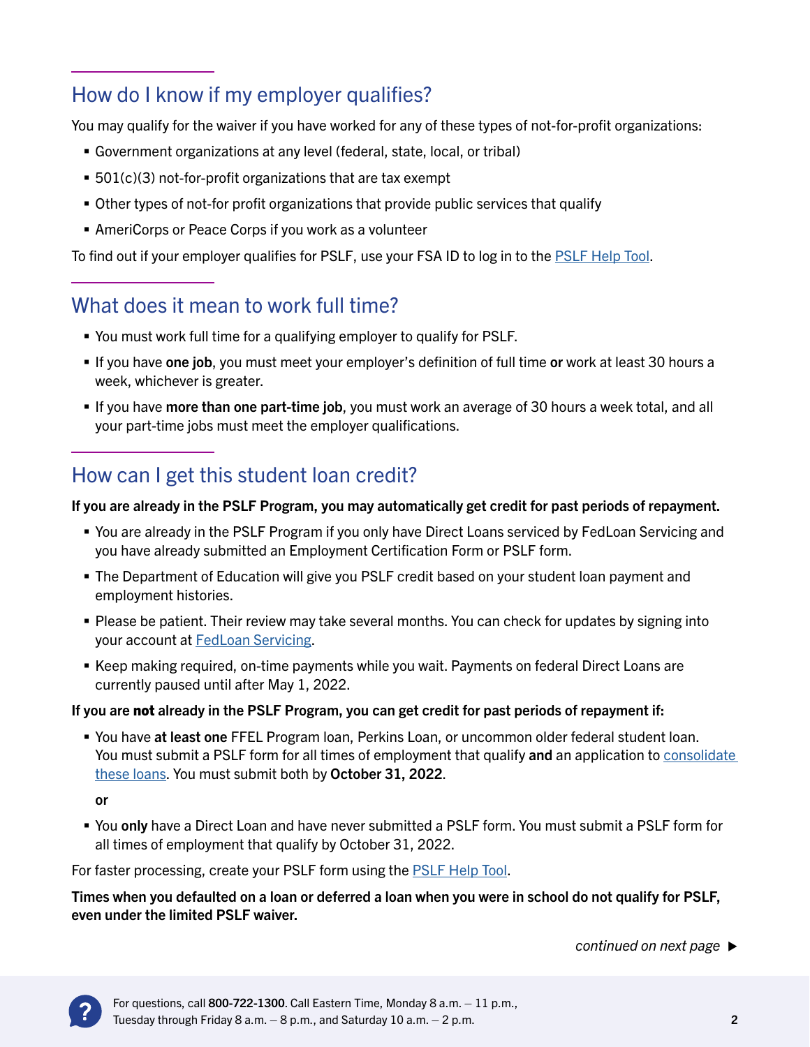## How do I know if my employer qualifies?

You may qualify for the waiver if you have worked for any of these types of not-for-profit organizations:

- Government organizations at any level (federal, state, local, or tribal)
- 501(c)(3) not-for-profit organizations that are tax exempt
- Other types of not-for profit organizations that provide public services that qualify
- AmeriCorps or Peace Corps if you work as a volunteer

To find out if your employer qualifies for PSLF, use your FSA ID to log in to the PSLF Help Tool.

## What does it mean to work full time?

- You must work full time for a qualifying employer to qualify for PSLF.
- If you have **one job**, you must meet your employer's definition of full time **or** work at least 30 hours a week, whichever is greater.
- If you have **more than one part-time job**, you must work an average of 30 hours a week total, and all your part-time jobs must meet the employer qualifications.

## How can I get this student loan credit?

**If you are already in the PSLF Program, you may automatically get credit for past periods of repayment.**

- You are already in the PSLF Program if you only have Direct Loans serviced by FedLoan Servicing and you have already submitted an Employment Certification Form or PSLF form.
- The Department of Education will give you PSLF credit based on your student loan payment and employment histories.
- Please be patient. Their review may take several months. You can check for updates by signing into your account at FedLoan Servicing.
- Keep making required, on-time payments while you wait. Payments on federal Direct Loans are currently paused until after May 1, 2022.

**If you are not already in the PSLF Program, you can get credit for past periods of repayment if:**

- You have **at least one** FFEL Program loan, Perkins Loan, or uncommon older federal student loan. You must submit a PSLF form for all times of employment that qualify **and** an application to consolidate these loans. You must submit both by **October 31, 2022**.

  **or**

- You **only** have a Direct Loan and have never submitted a PSLF form. You must submit a PSLF form for all times of employment that qualify by October 31, 2022.

For faster processing, create your PSLF form using the PSLF Help Tool.

**Times when you defaulted on a loan or deferred a loan when you were in school do not qualify for PSLF, even under the limited PSLF waiver.**

*continued on next page* ▶

For questions, call **800-722-1300**. Call Eastern Time, Monday 8 a.m. – 11 p.m., Tuesday through Friday 8 a.m. – 8 p.m., and Saturday 10 a.m. – 2 p.m.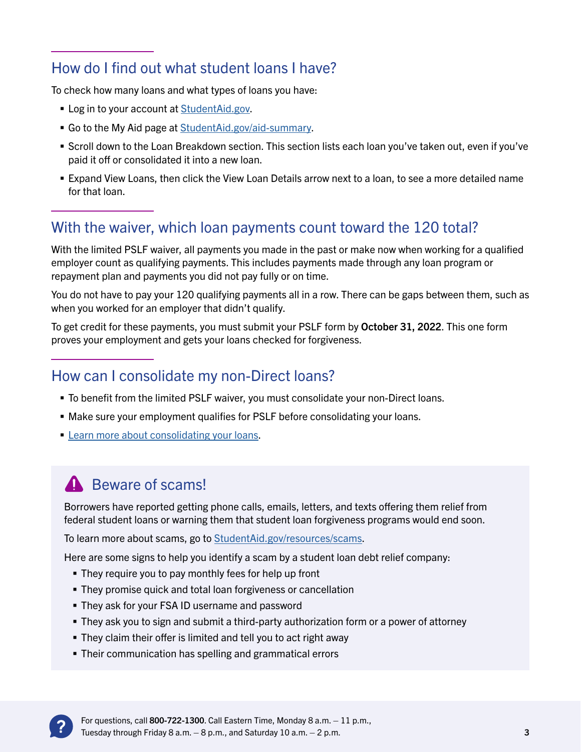## How do I find out what student loans I have?

To check how many loans and what types of loans you have:

- Log in to your account at [StudentAid.gov](StudentAid.gov).
- Go to the My Aid page at [StudentAid.gov/aid-summary](StudentAid.gov/aid-summary).
- Scroll down to the Loan Breakdown section. This section lists each loan you've taken out, even if you've paid it off or consolidated it into a new loan.
- Expand View Loans, then click the View Loan Details arrow next to a loan, to see a more detailed name for that loan.

## With the waiver, which loan payments count toward the 120 total?

With the limited PSLF waiver, all payments you made in the past or make now when working for a qualified employer count as qualifying payments. This includes payments made through any loan program or repayment plan and payments you did not pay fully or on time.

You do not have to pay your 120 qualifying payments all in a row. There can be gaps between them, such as when you worked for an employer that didn't qualify.

To get credit for these payments, you must submit your PSLF form by **October 31, 2022**. This one form proves your employment and gets your loans checked for forgiveness.

## How can I consolidate my non-Direct loans?

- To benefit from the limited PSLF waiver, you must consolidate your non-Direct loans.
- Make sure your employment qualifies for PSLF before consolidating your loans.
- Learn more about consolidating your loans.

### Beware of scams!

Borrowers have reported getting phone calls, emails, letters, and texts offering them relief from federal student loans or warning them that student loan forgiveness programs would end soon.

To learn more about scams, go to [StudentAid.gov/resources/scams](StudentAid.gov/resources/scams).

Here are some signs to help you identify a scam by a student loan debt relief company:

- They require you to pay monthly fees for help up front
- They promise quick and total loan forgiveness or cancellation
- They ask for your FSA ID username and password
- They ask you to sign and submit a third-party authorization form or a power of attorney
- They claim their offer is limited and tell you to act right away
- Their communication has spelling and grammatical errors

For questions, call **800-722-1300**. Call Eastern Time, Monday 8 a.m. – 11 p.m., Tuesday through Friday 8 a.m. – 8 p.m., and Saturday 10 a.m. – 2 p.m.